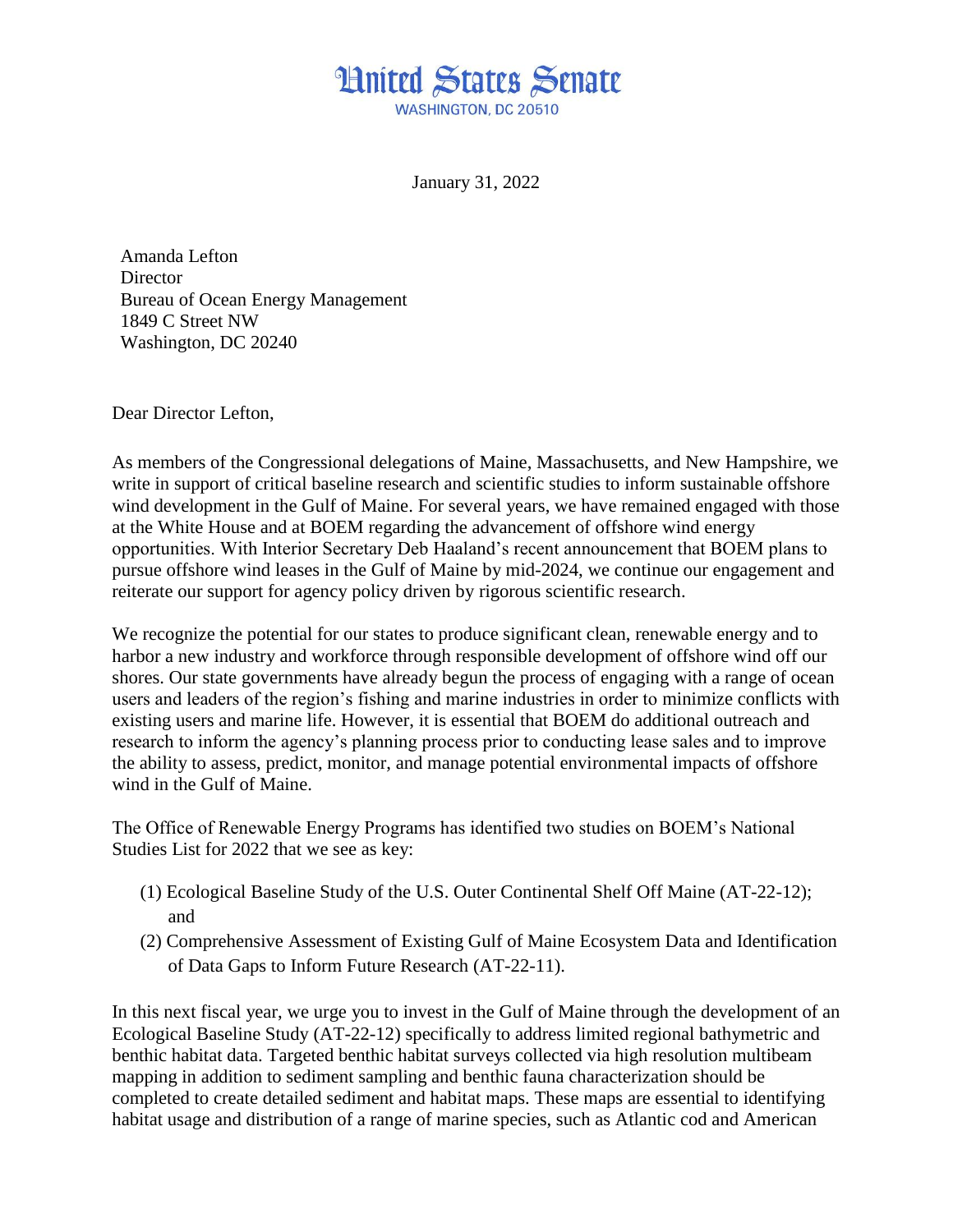# United States Senate

WASHINGTON, DC 20510

January 31, 2022

Amanda Lefton
Director
Bureau of Ocean Energy Management
1849 C Street NW
Washington, DC 20240

Dear Director Lefton,

As members of the Congressional delegations of Maine, Massachusetts, and New Hampshire, we write in support of critical baseline research and scientific studies to inform sustainable offshore wind development in the Gulf of Maine. For several years, we have remained engaged with those at the White House and at BOEM regarding the advancement of offshore wind energy opportunities. With Interior Secretary Deb Haaland's recent announcement that BOEM plans to pursue offshore wind leases in the Gulf of Maine by mid-2024, we continue our engagement and reiterate our support for agency policy driven by rigorous scientific research.

We recognize the potential for our states to produce significant clean, renewable energy and to harbor a new industry and workforce through responsible development of offshore wind off our shores. Our state governments have already begun the process of engaging with a range of ocean users and leaders of the region's fishing and marine industries in order to minimize conflicts with existing users and marine life. However, it is essential that BOEM do additional outreach and research to inform the agency's planning process prior to conducting lease sales and to improve the ability to assess, predict, monitor, and manage potential environmental impacts of offshore wind in the Gulf of Maine.

The Office of Renewable Energy Programs has identified two studies on BOEM's National Studies List for 2022 that we see as key:

(1) Ecological Baseline Study of the U.S. Outer Continental Shelf Off Maine (AT-22-12); and
(2) Comprehensive Assessment of Existing Gulf of Maine Ecosystem Data and Identification of Data Gaps to Inform Future Research (AT-22-11).

In this next fiscal year, we urge you to invest in the Gulf of Maine through the development of an Ecological Baseline Study (AT-22-12) specifically to address limited regional bathymetric and benthic habitat data. Targeted benthic habitat surveys collected via high resolution multibeam mapping in addition to sediment sampling and benthic fauna characterization should be completed to create detailed sediment and habitat maps. These maps are essential to identifying habitat usage and distribution of a range of marine species, such as Atlantic cod and American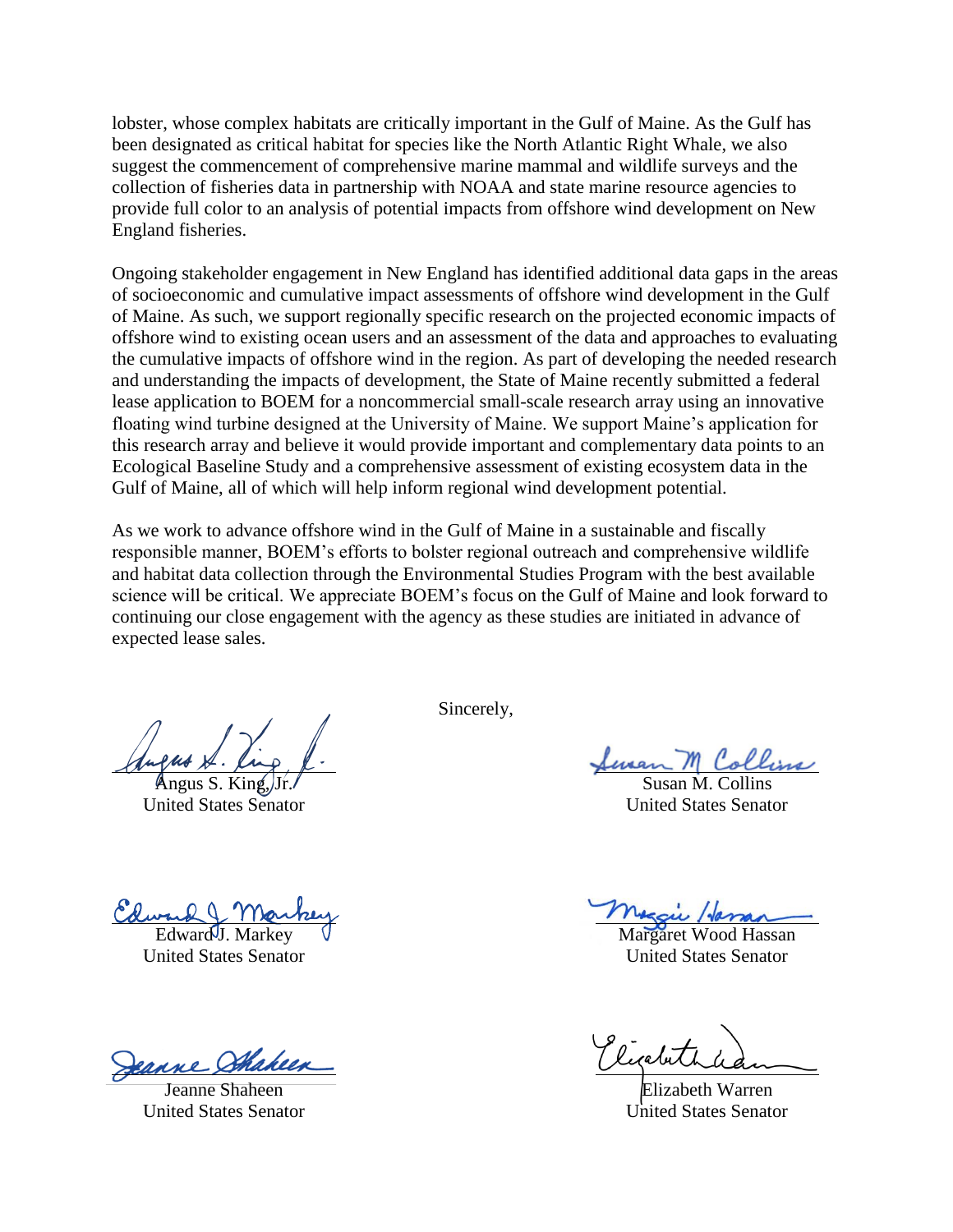lobster, whose complex habitats are critically important in the Gulf of Maine. As the Gulf has been designated as critical habitat for species like the North Atlantic Right Whale, we also suggest the commencement of comprehensive marine mammal and wildlife surveys and the collection of fisheries data in partnership with NOAA and state marine resource agencies to provide full color to an analysis of potential impacts from offshore wind development on New England fisheries.

Ongoing stakeholder engagement in New England has identified additional data gaps in the areas of socioeconomic and cumulative impact assessments of offshore wind development in the Gulf of Maine. As such, we support regionally specific research on the projected economic impacts of offshore wind to existing ocean users and an assessment of the data and approaches to evaluating the cumulative impacts of offshore wind in the region. As part of developing the needed research and understanding the impacts of development, the State of Maine recently submitted a federal lease application to BOEM for a noncommercial small-scale research array using an innovative floating wind turbine designed at the University of Maine. We support Maine's application for this research array and believe it would provide important and complementary data points to an Ecological Baseline Study and a comprehensive assessment of existing ecosystem data in the Gulf of Maine, all of which will help inform regional wind development potential.

As we work to advance offshore wind in the Gulf of Maine in a sustainable and fiscally responsible manner, BOEM's efforts to bolster regional outreach and comprehensive wildlife and habitat data collection through the Environmental Studies Program with the best available science will be critical. We appreciate BOEM's focus on the Gulf of Maine and look forward to continuing our close engagement with the agency as these studies are initiated in advance of expected lease sales.

Sincerely,

Angus S. King, Jr.
United States Senator

Susan M. Collins
United States Senator

Edward J. Markey
United States Senator

Margaret Wood Hassan
United States Senator

Jeanne Shaheen
United States Senator

Elizabeth Warren
United States Senator